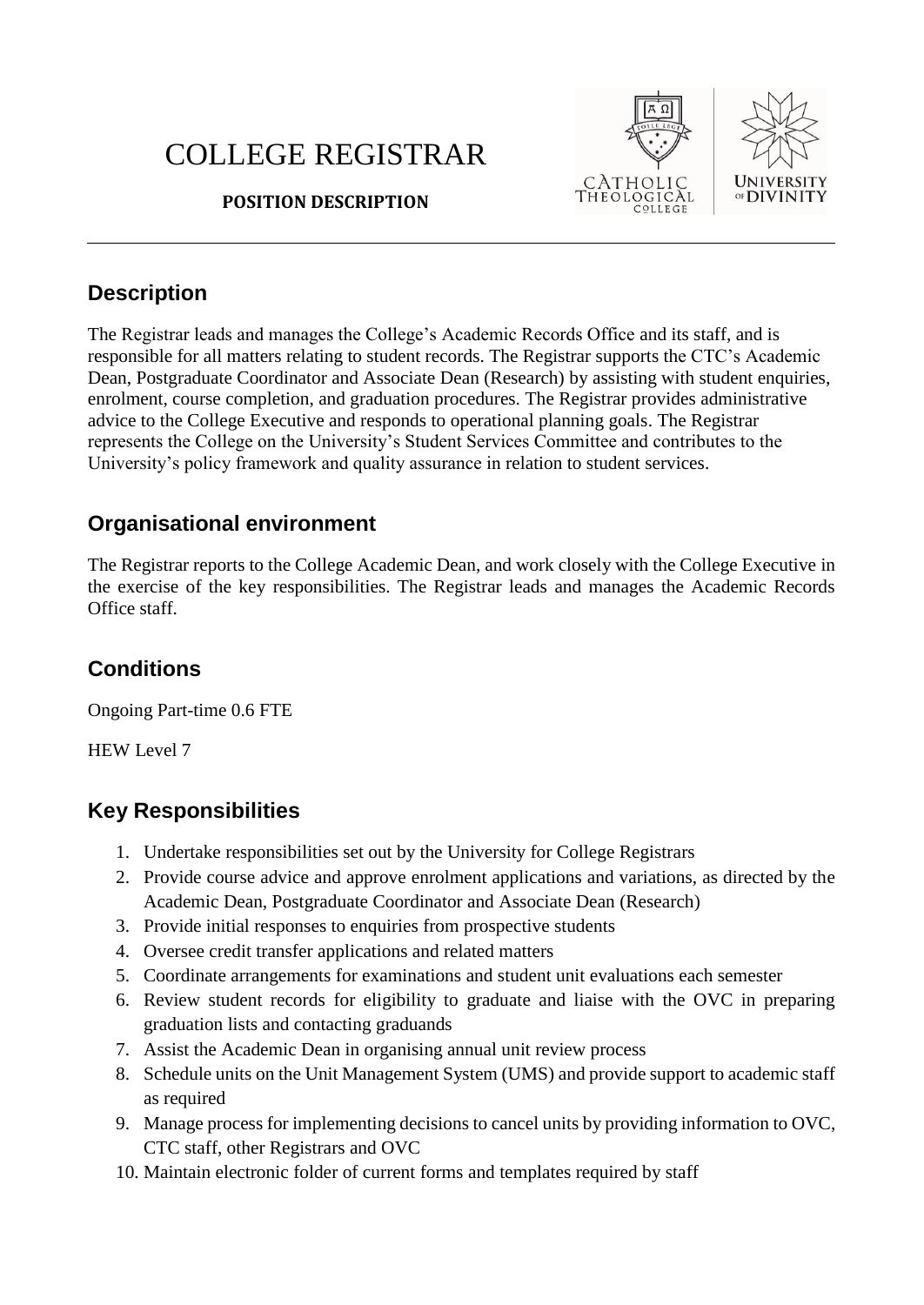# COLLEGE REGISTRAR

**POSITION DESCRIPTION**

## Description

The Registrar leads and manages the College's Academic Records Office and its staff, and is responsible for all matters relating to student records. The Registrar supports the CTC's Academic Dean, Postgraduate Coordinator and Associate Dean (Research) by assisting with student enquiries, enrolment, course completion, and graduation procedures. The Registrar provides administrative advice to the College Executive and responds to operational planning goals. The Registrar represents the College on the University's Student Services Committee and contributes to the University's policy framework and quality assurance in relation to student services.

## Organisational environment

The Registrar reports to the College Academic Dean, and work closely with the College Executive in the exercise of the key responsibilities. The Registrar leads and manages the Academic Records Office staff.

## Conditions

Ongoing Part-time 0.6 FTE

HEW Level 7

## Key Responsibilities

1. Undertake responsibilities set out by the University for College Registrars
2. Provide course advice and approve enrolment applications and variations, as directed by the Academic Dean, Postgraduate Coordinator and Associate Dean (Research)
3. Provide initial responses to enquiries from prospective students
4. Oversee credit transfer applications and related matters
5. Coordinate arrangements for examinations and student unit evaluations each semester
6. Review student records for eligibility to graduate and liaise with the OVC in preparing graduation lists and contacting graduands
7. Assist the Academic Dean in organising annual unit review process
8. Schedule units on the Unit Management System (UMS) and provide support to academic staff as required
9. Manage process for implementing decisions to cancel units by providing information to OVC, CTC staff, other Registrars and OVC
10. Maintain electronic folder of current forms and templates required by staff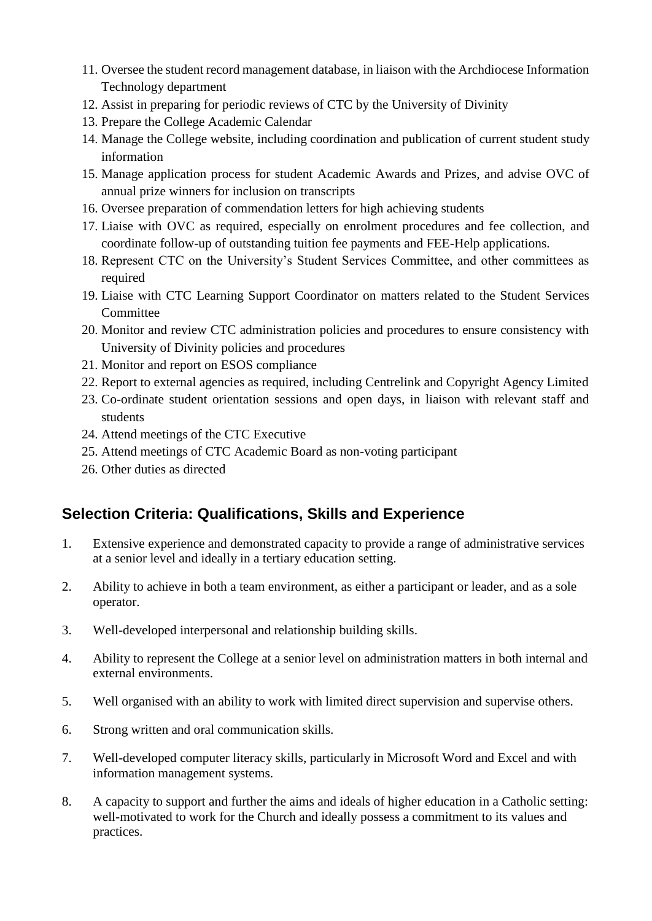11. Oversee the student record management database, in liaison with the Archdiocese Information Technology department
12. Assist in preparing for periodic reviews of CTC by the University of Divinity
13. Prepare the College Academic Calendar
14. Manage the College website, including coordination and publication of current student study information
15. Manage application process for student Academic Awards and Prizes, and advise OVC of annual prize winners for inclusion on transcripts
16. Oversee preparation of commendation letters for high achieving students
17. Liaise with OVC as required, especially on enrolment procedures and fee collection, and coordinate follow-up of outstanding tuition fee payments and FEE-Help applications.
18. Represent CTC on the University's Student Services Committee, and other committees as required
19. Liaise with CTC Learning Support Coordinator on matters related to the Student Services Committee
20. Monitor and review CTC administration policies and procedures to ensure consistency with University of Divinity policies and procedures
21. Monitor and report on ESOS compliance
22. Report to external agencies as required, including Centrelink and Copyright Agency Limited
23. Co-ordinate student orientation sessions and open days, in liaison with relevant staff and students
24. Attend meetings of the CTC Executive
25. Attend meetings of CTC Academic Board as non-voting participant
26. Other duties as directed

## Selection Criteria: Qualifications, Skills and Experience

1. Extensive experience and demonstrated capacity to provide a range of administrative services at a senior level and ideally in a tertiary education setting.

2. Ability to achieve in both a team environment, as either a participant or leader, and as a sole operator.

3. Well-developed interpersonal and relationship building skills.

4. Ability to represent the College at a senior level on administration matters in both internal and external environments.

5. Well organised with an ability to work with limited direct supervision and supervise others.

6. Strong written and oral communication skills.

7. Well-developed computer literacy skills, particularly in Microsoft Word and Excel and with information management systems.

8. A capacity to support and further the aims and ideals of higher education in a Catholic setting: well-motivated to work for the Church and ideally possess a commitment to its values and practices.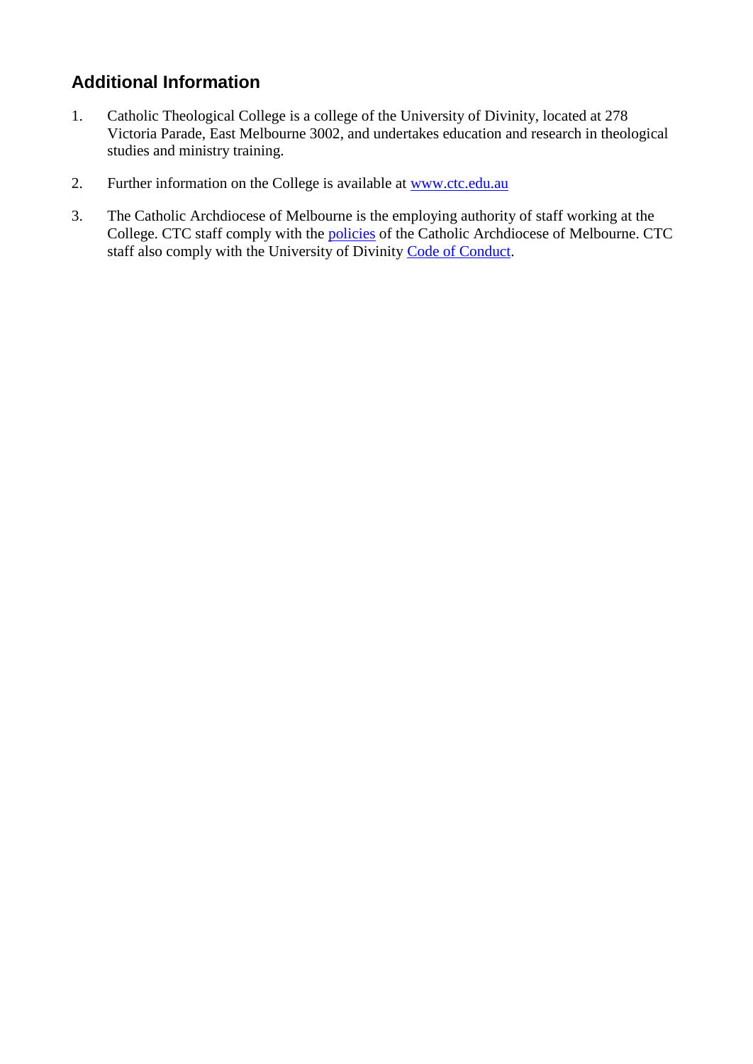## Additional Information

1. Catholic Theological College is a college of the University of Divinity, located at 278 Victoria Parade, East Melbourne 3002, and undertakes education and research in theological studies and ministry training.

2. Further information on the College is available at www.ctc.edu.au

3. The Catholic Archdiocese of Melbourne is the employing authority of staff working at the College. CTC staff comply with the policies of the Catholic Archdiocese of Melbourne. CTC staff also comply with the University of Divinity Code of Conduct.